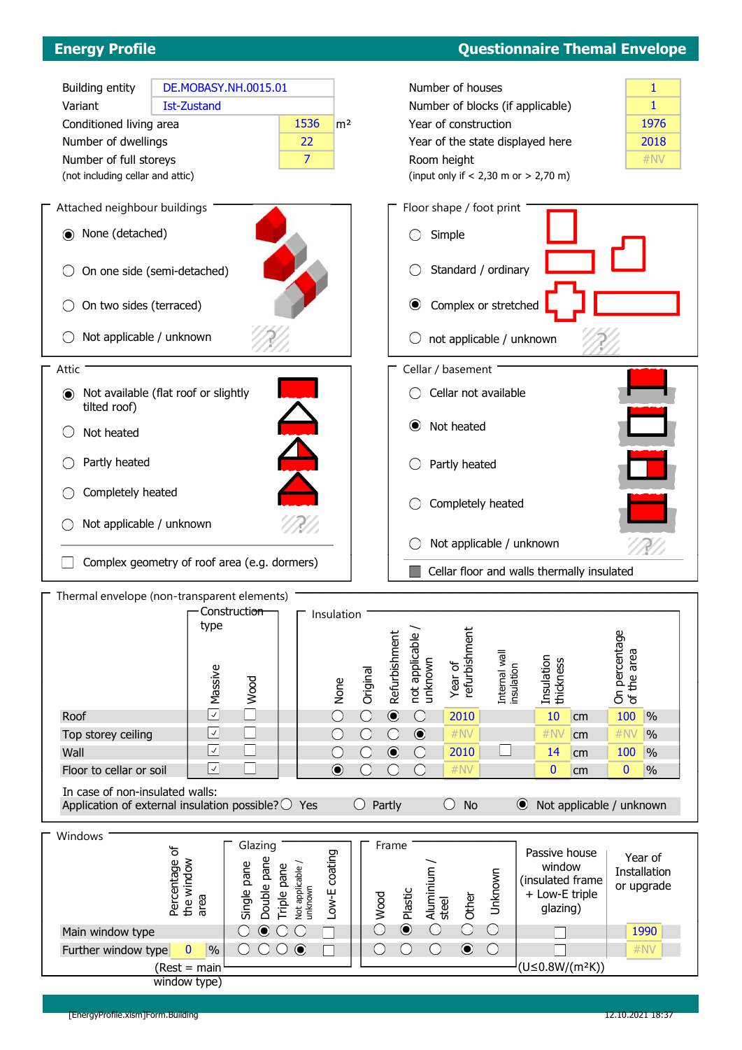## Energy Profile — Questionnaire Themal Envelope

| | | |
|---|---|---|
| Building entity | DE.MOBASY.NH.0015.01 | |
| Variant | Ist-Zustand | |
| Conditioned living area | 1536 | m² |
| Number of dwellings | 22 | |
| Number of full storeys (not including cellar and attic) | 7 | |

| | |
|---|---|
| Number of houses | 1 |
| Number of blocks (if applicable) | 1 |
| Year of construction | 1976 |
| Year of the state displayed here | 2018 |
| Room height (input only if < 2,30 m or > 2,70 m) | #NV |

### Attached neighbour buildings

- (●) None (detached)
- ( ) On one side (semi-detached)
- ( ) On two sides (terraced)
- ( ) Not applicable / unknown

### Floor shape / foot print

- ( ) Simple
- ( ) Standard / ordinary
- (●) Complex or stretched
- ( ) not applicable / unknown

### Attic

- (●) Not available (flat roof or slightly tilted roof)
- ( ) Not heated
- ( ) Partly heated
- ( ) Completely heated
- ( ) Not applicable / unknown
- ☐ Complex geometry of roof area (e.g. dormers)

### Cellar / basement

- ( ) Cellar not available
- (●) Not heated
- ( ) Partly heated
- ( ) Completely heated
- ( ) Not applicable / unknown
- ■ Cellar floor and walls thermally insulated

### Thermal envelope (non-transparent elements)

| | Construction type: Massive | Construction type: Wood | Insulation: None | Original | Refurbishment | not applicable / unknown | Year of refurbishment | Internal wall insulation | Insulation thickness | | On percentage of the area | |
|---|---|---|---|---|---|---|---|---|---|---|---|---|
| Roof | ☑ | ☐ | ( ) | ( ) | (●) | ( ) | 2010 | | 10 | cm | 100 | % |
| Top storey ceiling | ☑ | ☐ | ( ) | ( ) | ( ) | (●) | #NV | | #NV | cm | #NV | % |
| Wall | ☑ | ☐ | ( ) | ( ) | (●) | ( ) | 2010 | ☐ | 14 | cm | 100 | % |
| Floor to cellar or soil | ☑ | ☐ | (●) | ( ) | ( ) | ( ) | #NV | | 0 | cm | 0 | % |

In case of non-insulated walls:
Application of external insulation possible? ( ) Yes ( ) Partly ( ) No (●) Not applicable / unknown

### Windows

| | Percentage of the window area | | Glazing: Single pane | Double pane | Triple pane | Not applicable / unknown | Low-E coating | Frame: Wood | Plastic | Aluminium / steel | Other | Unknown | Passive house window (insulated frame + Low-E triple glazing) | Year of Installation or upgrade |
|---|---|---|---|---|---|---|---|---|---|---|---|---|---|---|
| Main window type | | | ( ) | (●) | ( ) | ( ) | ☐ | ( ) | (●) | ( ) | ( ) | ( ) | ☐ | 1990 |
| Further window type | 0 | % | ( ) | ( ) | ( ) | (●) | ☐ | ( ) | ( ) | ( ) | (●) | ( ) | ☐ | #NV |

(Rest = main window type)

(U≤0.8W/(m²K))

[EnergyProfile.xlsm]Form.Building 12.10.2021 18:37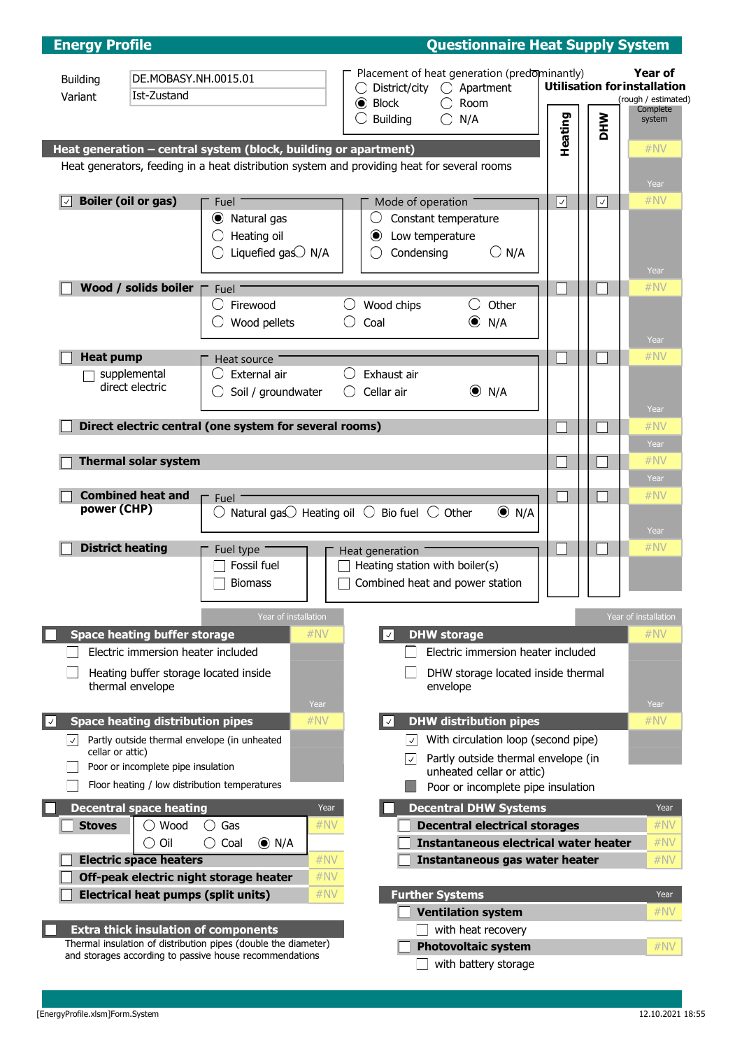## Energy Profile — Questionnaire Heat Supply System

| | |
|---|---|
| Building | DE.MOBASY.NH.0015.01 |
| Variant | Ist-Zustand |

**Placement of heat generation (predominantly)**
- ◯ District/city
- ◯ Apartment
- ◉ Block
- ◯ Room
- ◯ Building
- ◯ N/A

**Utilisation for** Heating / DHW — **Year of installation** (rough / estimated) Complete system: #NV

### Heat generation – central system (block, building or apartment)

Heat generators, feeding in a heat distribution system and providing heat for several rooms

| System | Options | Heating | DHW | Year |
|---|---|---|---|---|
| ☑ **Boiler (oil or gas)** | Fuel: ◉ Natural gas ◯ Heating oil ◯ Liquefied gas ◯ N/A; Mode of operation: ◯ Constant temperature ◉ Low temperature ◯ Condensing ◯ N/A | ☑ | ☑ | #NV |
| ☐ **Wood / solids boiler** | Fuel: ◯ Firewood ◯ Wood chips ◯ Other ◯ Wood pellets ◯ Coal ◉ N/A | ☐ | ☐ | #NV |
| ☐ **Heat pump** ☐ supplemental direct electric | Heat source: ◯ External air ◯ Exhaust air ◯ Soil / groundwater ◯ Cellar air ◉ N/A | ☐ | ☐ | #NV |
| ☐ **Direct electric central (one system for several rooms)** | | ☐ | ☐ | #NV |
| ☐ **Thermal solar system** | | ☐ | ☐ | #NV |
| ☐ **Combined heat and power (CHP)** | Fuel: ◯ Natural gas ◯ Heating oil ◯ Bio fuel ◯ Other ◉ N/A | ☐ | ☐ | #NV |
| ☐ **District heating** | Fuel type: ☐ Fossil fuel ☐ Biomass; Heat generation: ☐ Heating station with boiler(s) ☐ Combined heat and power station | ☐ | ☐ | |

### ☐ Space heating buffer storage (Year of installation: #NV)
- ☐ Electric immersion heater included
- ☐ Heating buffer storage located inside thermal envelope

### ☑ DHW storage (Year of installation: #NV)
- ☐ Electric immersion heater included
- ☐ DHW storage located inside thermal envelope

### ☑ Space heating distribution pipes (Year: #NV)
- ☑ Partly outside thermal envelope (in unheated cellar or attic)
- ☐ Poor or incomplete pipe insulation
- ☐ Floor heating / low distribution temperatures

### ☑ DHW distribution pipes (Year: #NV)
- ☑ With circulation loop (second pipe)
- ☑ Partly outside thermal envelope (in unheated cellar or attic)
- ■ Poor or incomplete pipe insulation

### ☐ Decentral space heating

| | | Year |
|---|---|---|
| ☐ **Stoves** | ◯ Wood ◯ Gas ◯ Oil ◯ Coal ◉ N/A | #NV |
| ☐ **Electric space heaters** | | #NV |
| ☐ **Off-peak electric night storage heater** | | #NV |
| ☐ **Electrical heat pumps (split units)** | | #NV |

### ☐ Decentral DHW Systems

| | Year |
|---|---|
| ☐ **Decentral electrical storages** | #NV |
| ☐ **Instantaneous electrical water heater** | #NV |
| ☐ **Instantaneous gas water heater** | #NV |

### ☐ Extra thick insulation of components
Thermal insulation of distribution pipes (double the diameter) and storages according to passive house recommendations

### Further Systems

| | Year |
|---|---|
| ☐ **Ventilation system** | #NV |
| ☐ with heat recovery | |
| ☐ **Photovoltaic system** | #NV |
| ☐ with battery storage | |

[EnergyProfile.xlsm]Form.System 12.10.2021 18:55